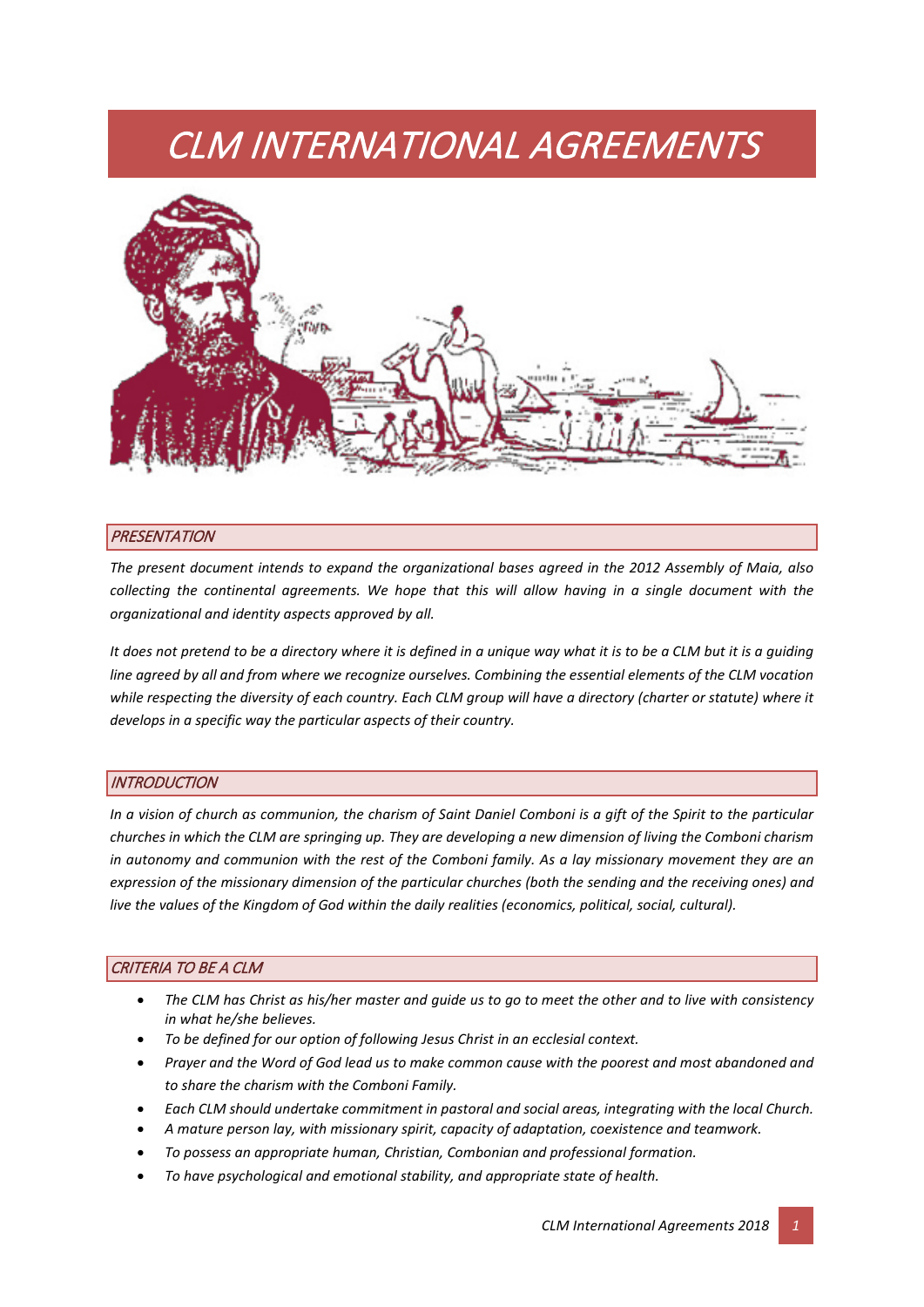# CLM INTERNATIONAL AGREEMENTS

## PRESENTATION

*The present document intends to expand the organizational bases agreed in the 2012 Assembly of Maia, also collecting the continental agreements. We hope that this will allow having in a single document with the organizational and identity aspects approved by all.*

*It does not pretend to be a directory where it is defined in a unique way what it is to be a CLM but it is a guiding line agreed by all and from where we recognize ourselves. Combining the essential elements of the CLM vocation while respecting the diversity of each country. Each CLM group will have a directory (charter or statute) where it develops in a specific way the particular aspects of their country.*

## INTRODUCTION

*In a vision of church as communion, the charism of Saint Daniel Comboni is a gift of the Spirit to the particular churches in which the CLM are springing up. They are developing a new dimension of living the Comboni charism in autonomy and communion with the rest of the Comboni family. As a lay missionary movement they are an expression of the missionary dimension of the particular churches (both the sending and the receiving ones) and live the values of the Kingdom of God within the daily realities (economics, political, social, cultural).*

## CRITERIA TO BE A CLM

- *The CLM has Christ as his/her master and guide us to go to meet the other and to live with consistency in what he/she believes.*
- *To be defined for our option of following Jesus Christ in an ecclesial context.*
- *Prayer and the Word of God lead us to make common cause with the poorest and most abandoned and to share the charism with the Comboni Family.*
- *Each CLM should undertake commitment in pastoral and social areas, integrating with the local Church.*
- *A mature person lay, with missionary spirit, capacity of adaptation, coexistence and teamwork.*
- *To possess an appropriate human, Christian, Combonian and professional formation.*
- *To have psychological and emotional stability, and appropriate state of health.*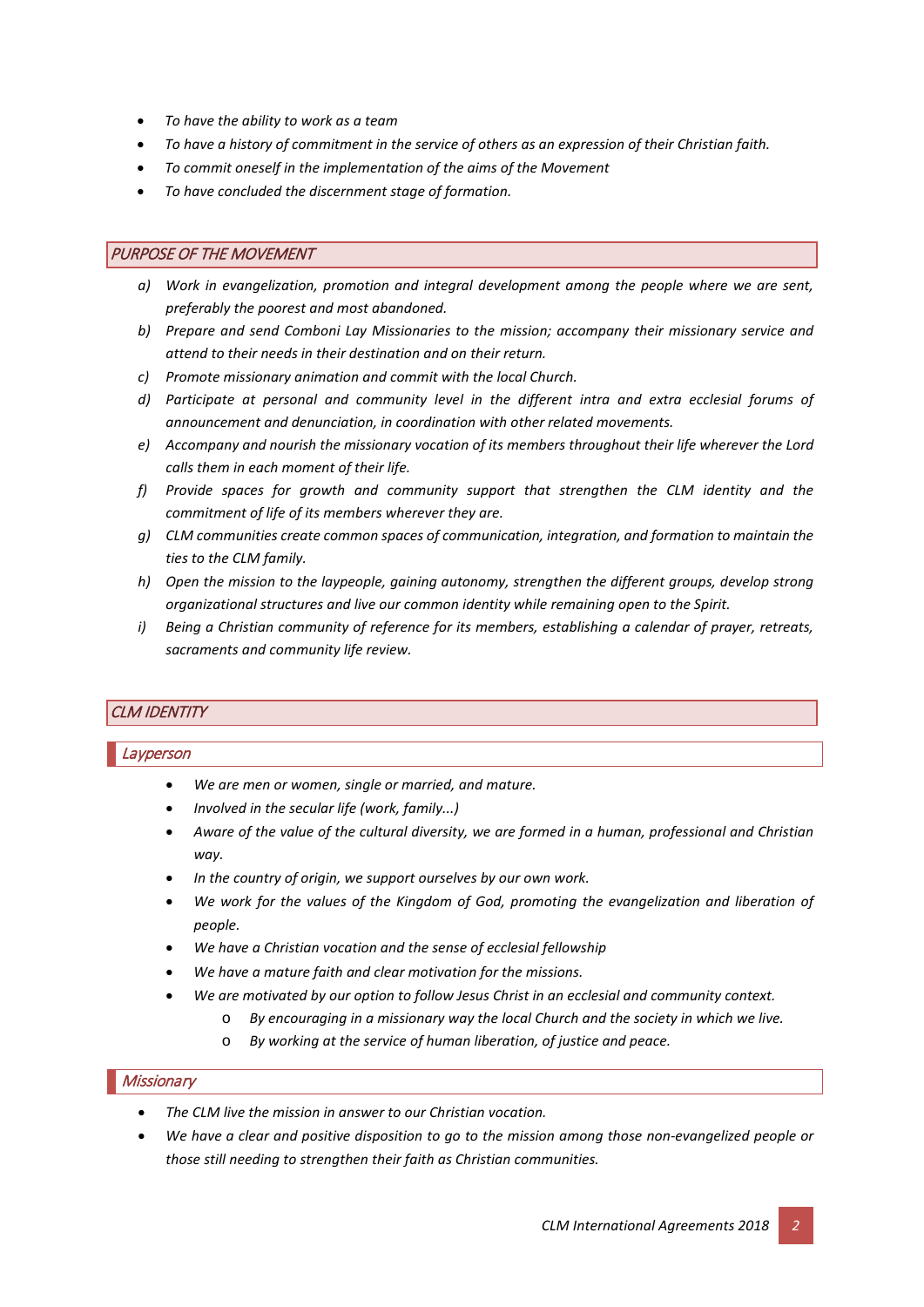- *To have the ability to work as a team*
- *To have a history of commitment in the service of others as an expression of their Christian faith.*
- *To commit oneself in the implementation of the aims of the Movement*
- *To have concluded the discernment stage of formation.*

## *PURPOSE OF THE MOVEMENT*

a) *Work in evangelization, promotion and integral development among the people where we are sent, preferably the poorest and most abandoned.*
b) *Prepare and send Comboni Lay Missionaries to the mission; accompany their missionary service and attend to their needs in their destination and on their return.*
c) *Promote missionary animation and commit with the local Church.*
d) *Participate at personal and community level in the different intra and extra ecclesial forums of announcement and denunciation, in coordination with other related movements.*
e) *Accompany and nourish the missionary vocation of its members throughout their life wherever the Lord calls them in each moment of their life.*
f) *Provide spaces for growth and community support that strengthen the CLM identity and the commitment of life of its members wherever they are.*
g) *CLM communities create common spaces of communication, integration, and formation to maintain the ties to the CLM family.*
h) *Open the mission to the laypeople, gaining autonomy, strengthen the different groups, develop strong organizational structures and live our common identity while remaining open to the Spirit.*
i) *Being a Christian community of reference for its members, establishing a calendar of prayer, retreats, sacraments and community life review.*

## *CLM IDENTITY*

### *Layperson*

- *We are men or women, single or married, and mature.*
- *Involved in the secular life (work, family...)*
- *Aware of the value of the cultural diversity, we are formed in a human, professional and Christian way.*
- *In the country of origin, we support ourselves by our own work.*
- *We work for the values of the Kingdom of God, promoting the evangelization and liberation of people.*
- *We have a Christian vocation and the sense of ecclesial fellowship*
- *We have a mature faith and clear motivation for the missions.*
- *We are motivated by our option to follow Jesus Christ in an ecclesial and community context.*
    - *By encouraging in a missionary way the local Church and the society in which we live.*
    - *By working at the service of human liberation, of justice and peace.*

### *Missionary*

- *The CLM live the mission in answer to our Christian vocation.*
- *We have a clear and positive disposition to go to the mission among those non-evangelized people or those still needing to strengthen their faith as Christian communities.*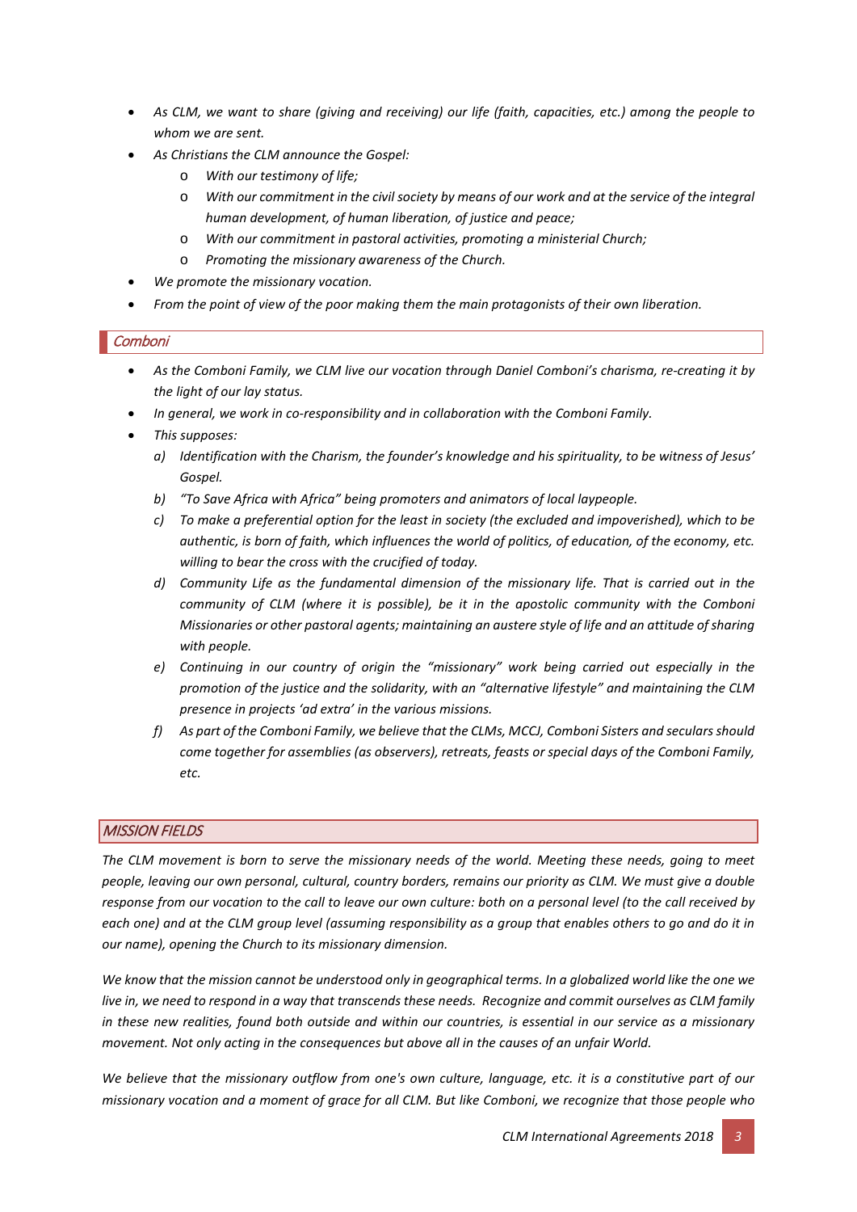- *As CLM, we want to share (giving and receiving) our life (faith, capacities, etc.) among the people to whom we are sent.*
- *As Christians the CLM announce the Gospel:*
  - *With our testimony of life;*
  - *With our commitment in the civil society by means of our work and at the service of the integral human development, of human liberation, of justice and peace;*
  - *With our commitment in pastoral activities, promoting a ministerial Church;*
  - *Promoting the missionary awareness of the Church.*
- *We promote the missionary vocation.*
- *From the point of view of the poor making them the main protagonists of their own liberation.*

## *Comboni*

- *As the Comboni Family, we CLM live our vocation through Daniel Comboni's charisma, re-creating it by the light of our lay status.*
- *In general, we work in co-responsibility and in collaboration with the Comboni Family.*
- *This supposes:*
  - *a) Identification with the Charism, the founder's knowledge and his spirituality, to be witness of Jesus' Gospel.*
  - *b) "To Save Africa with Africa" being promoters and animators of local laypeople.*
  - *c) To make a preferential option for the least in society (the excluded and impoverished), which to be authentic, is born of faith, which influences the world of politics, of education, of the economy, etc. willing to bear the cross with the crucified of today.*
  - *d) Community Life as the fundamental dimension of the missionary life. That is carried out in the community of CLM (where it is possible), be it in the apostolic community with the Comboni Missionaries or other pastoral agents; maintaining an austere style of life and an attitude of sharing with people.*
  - *e) Continuing in our country of origin the "missionary" work being carried out especially in the promotion of the justice and the solidarity, with an "alternative lifestyle" and maintaining the CLM presence in projects 'ad extra' in the various missions.*
  - *f) As part of the Comboni Family, we believe that the CLMs, MCCJ, Comboni Sisters and seculars should come together for assemblies (as observers), retreats, feasts or special days of the Comboni Family, etc.*

## *MISSION FIELDS*

*The CLM movement is born to serve the missionary needs of the world. Meeting these needs, going to meet people, leaving our own personal, cultural, country borders, remains our priority as CLM. We must give a double response from our vocation to the call to leave our own culture: both on a personal level (to the call received by each one) and at the CLM group level (assuming responsibility as a group that enables others to go and do it in our name), opening the Church to its missionary dimension.*

*We know that the mission cannot be understood only in geographical terms. In a globalized world like the one we live in, we need to respond in a way that transcends these needs. Recognize and commit ourselves as CLM family in these new realities, found both outside and within our countries, is essential in our service as a missionary movement. Not only acting in the consequences but above all in the causes of an unfair World.*

*We believe that the missionary outflow from one's own culture, language, etc. it is a constitutive part of our missionary vocation and a moment of grace for all CLM. But like Comboni, we recognize that those people who*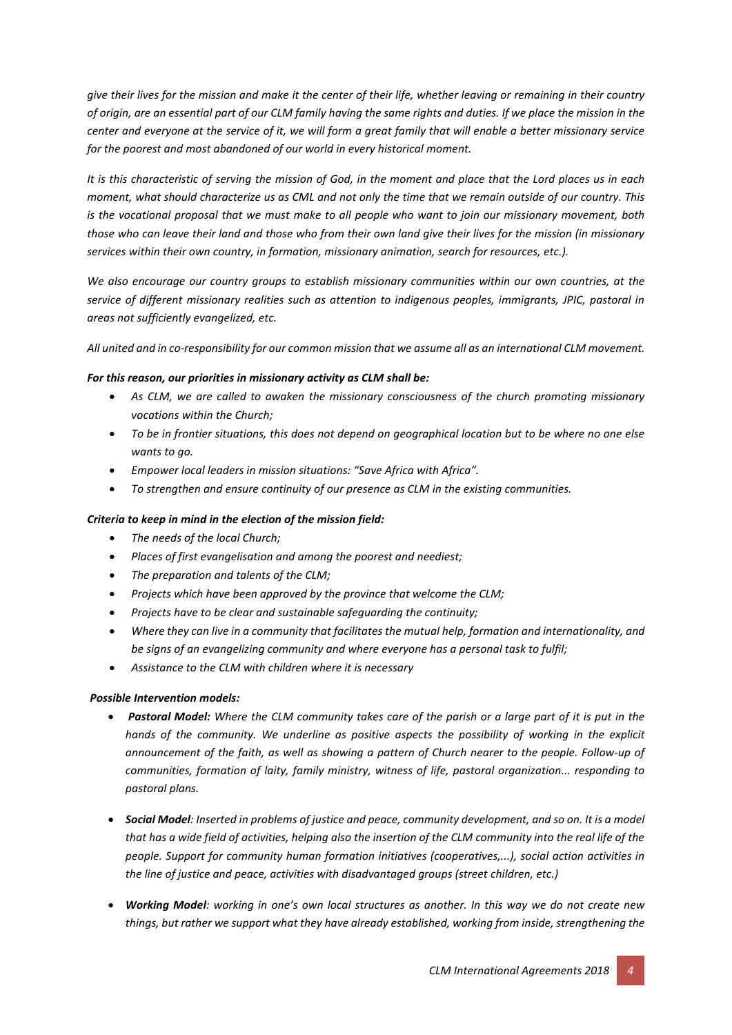*give their lives for the mission and make it the center of their life, whether leaving or remaining in their country of origin, are an essential part of our CLM family having the same rights and duties. If we place the mission in the center and everyone at the service of it, we will form a great family that will enable a better missionary service for the poorest and most abandoned of our world in every historical moment.*

*It is this characteristic of serving the mission of God, in the moment and place that the Lord places us in each moment, what should characterize us as CML and not only the time that we remain outside of our country. This is the vocational proposal that we must make to all people who want to join our missionary movement, both those who can leave their land and those who from their own land give their lives for the mission (in missionary services within their own country, in formation, missionary animation, search for resources, etc.).*

*We also encourage our country groups to establish missionary communities within our own countries, at the service of different missionary realities such as attention to indigenous peoples, immigrants, JPIC, pastoral in areas not sufficiently evangelized, etc.*

*All united and in co-responsibility for our common mission that we assume all as an international CLM movement.*

***For this reason, our priorities in missionary activity as CLM shall be:***

- *As CLM, we are called to awaken the missionary consciousness of the church promoting missionary vocations within the Church;*
- *To be in frontier situations, this does not depend on geographical location but to be where no one else wants to go.*
- *Empower local leaders in mission situations: "Save Africa with Africa".*
- *To strengthen and ensure continuity of our presence as CLM in the existing communities.*

***Criteria to keep in mind in the election of the mission field:***

- *The needs of the local Church;*
- *Places of first evangelisation and among the poorest and neediest;*
- *The preparation and talents of the CLM;*
- *Projects which have been approved by the province that welcome the CLM;*
- *Projects have to be clear and sustainable safeguarding the continuity;*
- *Where they can live in a community that facilitates the mutual help, formation and internationality, and be signs of an evangelizing community and where everyone has a personal task to fulfil;*
- *Assistance to the CLM with children where it is necessary*

***Possible Intervention models:***

- ***Pastoral Model:*** *Where the CLM community takes care of the parish or a large part of it is put in the hands of the community. We underline as positive aspects the possibility of working in the explicit announcement of the faith, as well as showing a pattern of Church nearer to the people. Follow-up of communities, formation of laity, family ministry, witness of life, pastoral organization... responding to pastoral plans.*
- ***Social Model****: Inserted in problems of justice and peace, community development, and so on. It is a model that has a wide field of activities, helping also the insertion of the CLM community into the real life of the people. Support for community human formation initiatives (cooperatives,...), social action activities in the line of justice and peace, activities with disadvantaged groups (street children, etc.)*
- ***Working Model****: working in one's own local structures as another. In this way we do not create new things, but rather we support what they have already established, working from inside, strengthening the*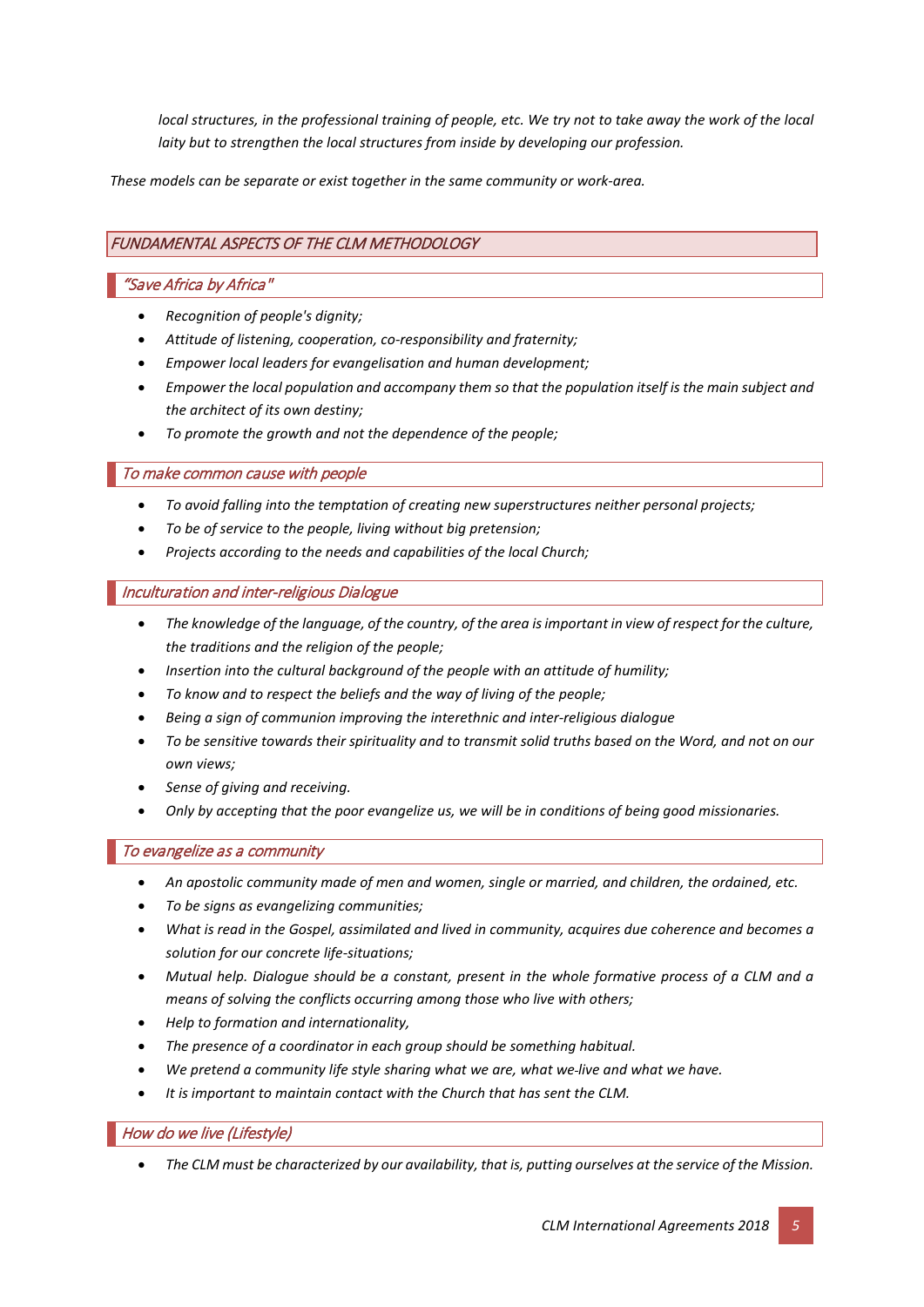*local structures, in the professional training of people, etc. We try not to take away the work of the local laity but to strengthen the local structures from inside by developing our profession.*

*These models can be separate or exist together in the same community or work-area.*

## *FUNDAMENTAL ASPECTS OF THE CLM METHODOLOGY*

### *"Save Africa by Africa"*

- *Recognition of people's dignity;*
- *Attitude of listening, cooperation, co-responsibility and fraternity;*
- *Empower local leaders for evangelisation and human development;*
- *Empower the local population and accompany them so that the population itself is the main subject and the architect of its own destiny;*
- *To promote the growth and not the dependence of the people;*

### *To make common cause with people*

- *To avoid falling into the temptation of creating new superstructures neither personal projects;*
- *To be of service to the people, living without big pretension;*
- *Projects according to the needs and capabilities of the local Church;*

### *Inculturation and inter-religious Dialogue*

- *The knowledge of the language, of the country, of the area is important in view of respect for the culture, the traditions and the religion of the people;*
- *Insertion into the cultural background of the people with an attitude of humility;*
- *To know and to respect the beliefs and the way of living of the people;*
- *Being a sign of communion improving the interethnic and inter-religious dialogue*
- *To be sensitive towards their spirituality and to transmit solid truths based on the Word, and not on our own views;*
- *Sense of giving and receiving.*
- *Only by accepting that the poor evangelize us, we will be in conditions of being good missionaries.*

### *To evangelize as a community*

- *An apostolic community made of men and women, single or married, and children, the ordained, etc.*
- *To be signs as evangelizing communities;*
- *What is read in the Gospel, assimilated and lived in community, acquires due coherence and becomes a solution for our concrete life-situations;*
- *Mutual help. Dialogue should be a constant, present in the whole formative process of a CLM and a means of solving the conflicts occurring among those who live with others;*
- *Help to formation and internationality,*
- *The presence of a coordinator in each group should be something habitual.*
- *We pretend a community life style sharing what we are, what we live and what we have.*
- *It is important to maintain contact with the Church that has sent the CLM.*

### *How do we live (Lifestyle)*

- *The CLM must be characterized by our availability, that is, putting ourselves at the service of the Mission.*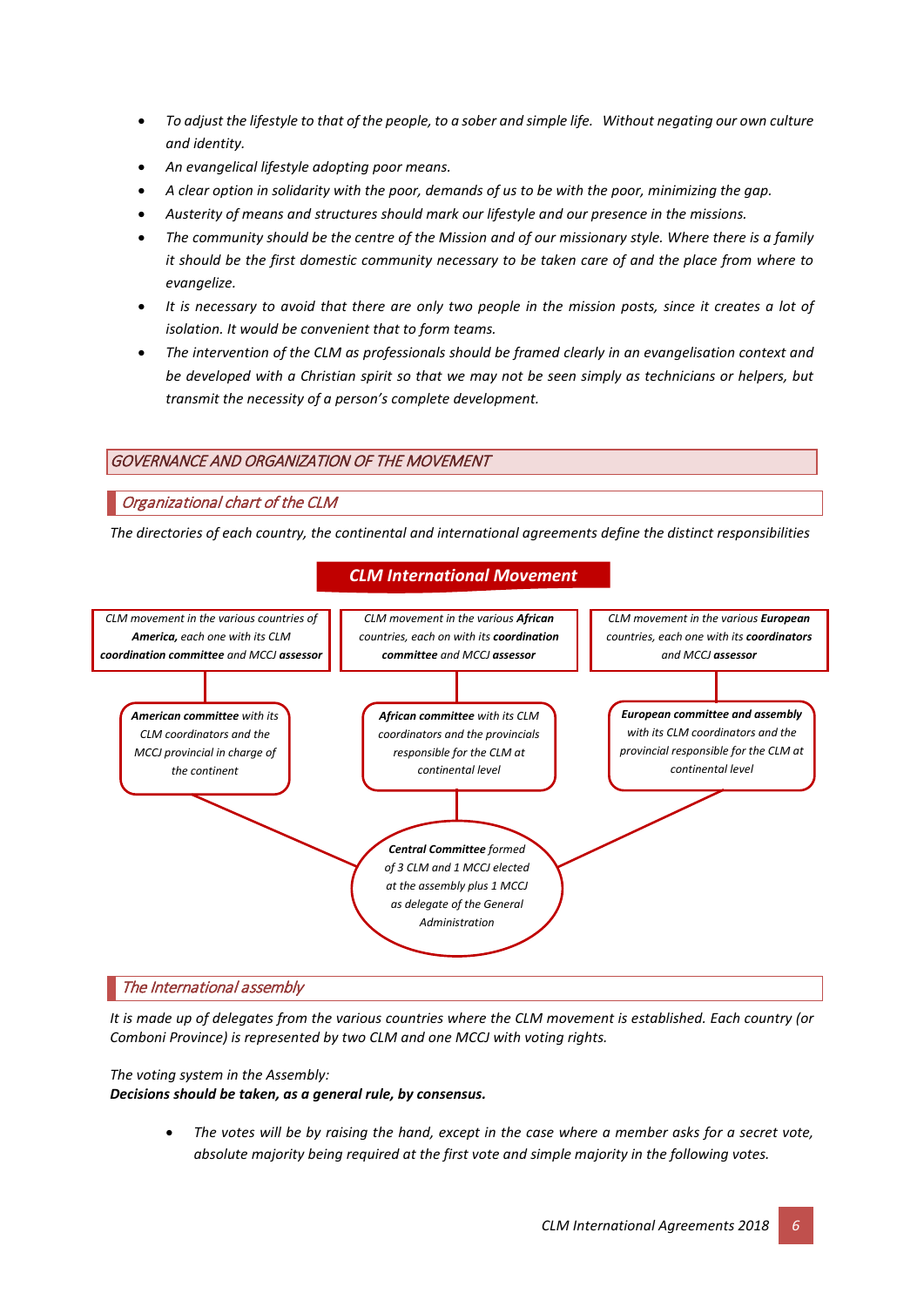- *To adjust the lifestyle to that of the people, to a sober and simple life. Without negating our own culture and identity.*
- *An evangelical lifestyle adopting poor means.*
- *A clear option in solidarity with the poor, demands of us to be with the poor, minimizing the gap.*
- *Austerity of means and structures should mark our lifestyle and our presence in the missions.*
- *The community should be the centre of the Mission and of our missionary style. Where there is a family it should be the first domestic community necessary to be taken care of and the place from where to evangelize.*
- *It is necessary to avoid that there are only two people in the mission posts, since it creates a lot of isolation. It would be convenient that to form teams.*
- *The intervention of the CLM as professionals should be framed clearly in an evangelisation context and be developed with a Christian spirit so that we may not be seen simply as technicians or helpers, but transmit the necessity of a person's complete development.*

## GOVERNANCE AND ORGANIZATION OF THE MOVEMENT

### Organizational chart of the CLM

*The directories of each country, the continental and international agreements define the distinct responsibilities*

**CLM International Movement**

- *CLM movement in the various countries of **America,** each one with its CLM **coordination committee** and MCCJ **assessor***
  - ***American committee** with its CLM coordinators and the MCCJ provincial in charge of the continent*
- *CLM movement in the various **African** countries, each on with its **coordination committee** and MCCJ **assessor***
  - ***African committee** with its CLM coordinators and the provincials responsible for the CLM at continental level*
- *CLM movement in the various **European** countries, each one with its **coordinators** and MCCJ **assessor***
  - ***European committee and assembly** with its CLM coordinators and the provincial responsible for the CLM at continental level*

***Central Committee** formed of 3 CLM and 1 MCCJ elected at the assembly plus 1 MCCJ as delegate of the General Administration*

### The International assembly

*It is made up of delegates from the various countries where the CLM movement is established. Each country (or Comboni Province) is represented by two CLM and one MCCJ with voting rights.*

*The voting system in the Assembly:*
***Decisions should be taken, as a general rule, by consensus.***

- *The votes will be by raising the hand, except in the case where a member asks for a secret vote, absolute majority being required at the first vote and simple majority in the following votes.*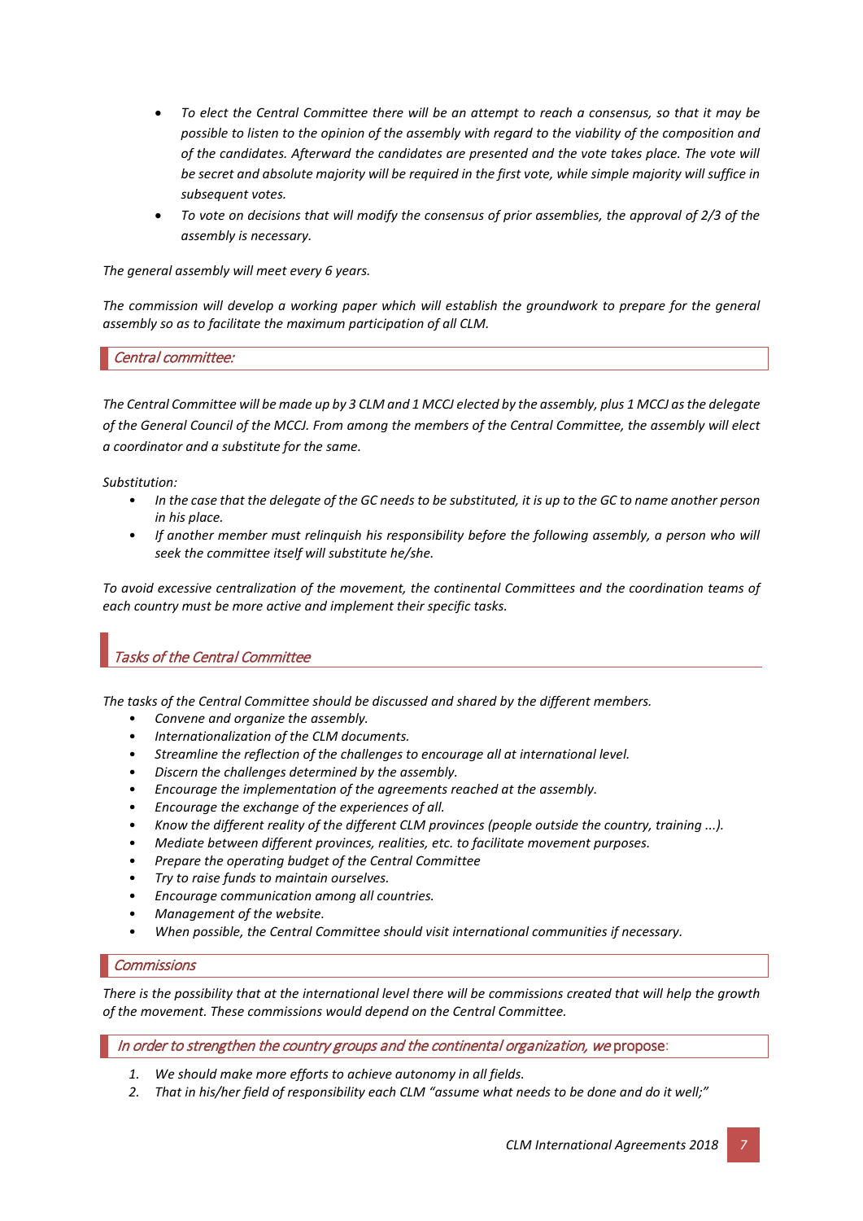- *To elect the Central Committee there will be an attempt to reach a consensus, so that it may be possible to listen to the opinion of the assembly with regard to the viability of the composition and of the candidates. Afterward the candidates are presented and the vote takes place. The vote will be secret and absolute majority will be required in the first vote, while simple majority will suffice in subsequent votes.*
- *To vote on decisions that will modify the consensus of prior assemblies, the approval of 2/3 of the assembly is necessary.*

*The general assembly will meet every 6 years.*

*The commission will develop a working paper which will establish the groundwork to prepare for the general assembly so as to facilitate the maximum participation of all CLM.*

## *Central committee:*

*The Central Committee will be made up by 3 CLM and 1 MCCJ elected by the assembly, plus 1 MCCJ as the delegate of the General Council of the MCCJ. From among the members of the Central Committee, the assembly will elect a coordinator and a substitute for the same.*

*Substitution:*

- *In the case that the delegate of the GC needs to be substituted, it is up to the GC to name another person in his place.*
- *If another member must relinquish his responsibility before the following assembly, a person who will seek the committee itself will substitute he/she.*

*To avoid excessive centralization of the movement, the continental Committees and the coordination teams of each country must be more active and implement their specific tasks.*

## *Tasks of the Central Committee*

*The tasks of the Central Committee should be discussed and shared by the different members.*

- *Convene and organize the assembly.*
- *Internationalization of the CLM documents.*
- *Streamline the reflection of the challenges to encourage all at international level.*
- *Discern the challenges determined by the assembly.*
- *Encourage the implementation of the agreements reached at the assembly.*
- *Encourage the exchange of the experiences of all.*
- *Know the different reality of the different CLM provinces (people outside the country, training ...).*
- *Mediate between different provinces, realities, etc. to facilitate movement purposes.*
- *Prepare the operating budget of the Central Committee*
- *Try to raise funds to maintain ourselves.*
- *Encourage communication among all countries.*
- *Management of the website.*
- *When possible, the Central Committee should visit international communities if necessary.*

## *Commissions*

*There is the possibility that at the international level there will be commissions created that will help the growth of the movement. These commissions would depend on the Central Committee.*

## *In order to strengthen the country groups and the continental organization, we* propose:

1. *We should make more efforts to achieve autonomy in all fields.*
2. *That in his/her field of responsibility each CLM "assume what needs to be done and do it well;"*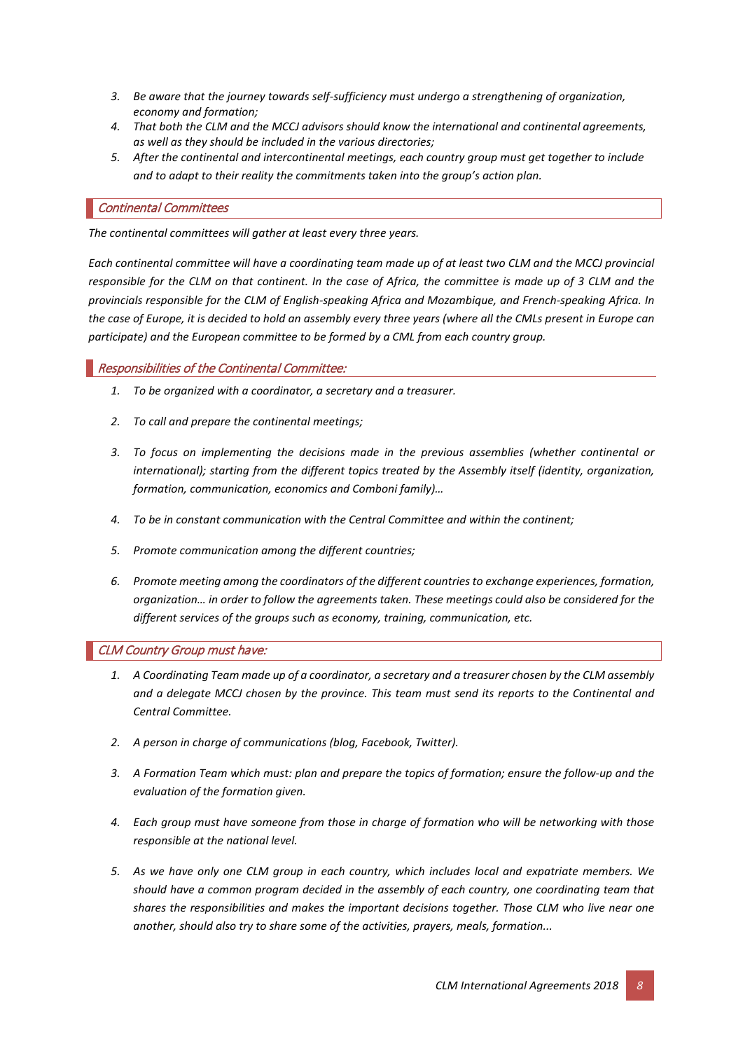3. *Be aware that the journey towards self-sufficiency must undergo a strengthening of organization, economy and formation;*
4. *That both the CLM and the MCCJ advisors should know the international and continental agreements, as well as they should be included in the various directories;*
5. *After the continental and intercontinental meetings, each country group must get together to include and to adapt to their reality the commitments taken into the group's action plan.*

### *Continental Committees*

*The continental committees will gather at least every three years.*

*Each continental committee will have a coordinating team made up of at least two CLM and the MCCJ provincial responsible for the CLM on that continent. In the case of Africa, the committee is made up of 3 CLM and the provincials responsible for the CLM of English-speaking Africa and Mozambique, and French-speaking Africa. In the case of Europe, it is decided to hold an assembly every three years (where all the CMLs present in Europe can participate) and the European committee to be formed by a CML from each country group.*

### *Responsibilities of the Continental Committee:*

1. *To be organized with a coordinator, a secretary and a treasurer.*
2. *To call and prepare the continental meetings;*
3. *To focus on implementing the decisions made in the previous assemblies (whether continental or international); starting from the different topics treated by the Assembly itself (identity, organization, formation, communication, economics and Comboni family)…*
4. *To be in constant communication with the Central Committee and within the continent;*
5. *Promote communication among the different countries;*
6. *Promote meeting among the coordinators of the different countries to exchange experiences, formation, organization… in order to follow the agreements taken. These meetings could also be considered for the different services of the groups such as economy, training, communication, etc.*

### *CLM Country Group must have:*

1. *A Coordinating Team made up of a coordinator, a secretary and a treasurer chosen by the CLM assembly and a delegate MCCJ chosen by the province. This team must send its reports to the Continental and Central Committee.*
2. *A person in charge of communications (blog, Facebook, Twitter).*
3. *A Formation Team which must: plan and prepare the topics of formation; ensure the follow-up and the evaluation of the formation given.*
4. *Each group must have someone from those in charge of formation who will be networking with those responsible at the national level.*
5. *As we have only one CLM group in each country, which includes local and expatriate members. We should have a common program decided in the assembly of each country, one coordinating team that shares the responsibilities and makes the important decisions together. Those CLM who live near one another, should also try to share some of the activities, prayers, meals, formation...*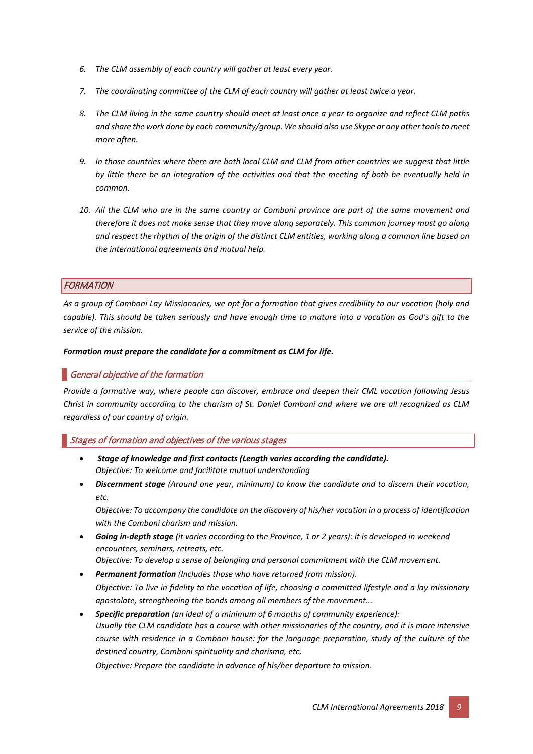6. *The CLM assembly of each country will gather at least every year.*

7. *The coordinating committee of the CLM of each country will gather at least twice a year.*

8. *The CLM living in the same country should meet at least once a year to organize and reflect CLM paths and share the work done by each community/group. We should also use Skype or any other tools to meet more often.*

9. *In those countries where there are both local CLM and CLM from other countries we suggest that little by little there be an integration of the activities and that the meeting of both be eventually held in common.*

10. *All the CLM who are in the same country or Comboni province are part of the same movement and therefore it does not make sense that they move along separately. This common journey must go along and respect the rhythm of the origin of the distinct CLM entities, working along a common line based on the international agreements and mutual help.*

## FORMATION

*As a group of Comboni Lay Missionaries, we opt for a formation that gives credibility to our vocation (holy and capable). This should be taken seriously and have enough time to mature into a vocation as God's gift to the service of the mission.*

***Formation must prepare the candidate for a commitment as CLM for life.***

### General objective of the formation

*Provide a formative way, where people can discover, embrace and deepen their CML vocation following Jesus Christ in community according to the charism of St. Daniel Comboni and where we are all recognized as CLM regardless of our country of origin.*

### Stages of formation and objectives of the various stages

- ***Stage of knowledge and first contacts (Length varies according the candidate).***
  *Objective: To welcome and facilitate mutual understanding*
- ***Discernment stage** (Around one year, minimum) to know the candidate and to discern their vocation, etc.*
  *Objective: To accompany the candidate on the discovery of his/her vocation in a process of identification with the Comboni charism and mission.*
- ***Going in-depth stage** (it varies according to the Province, 1 or 2 years): it is developed in weekend encounters, seminars, retreats, etc.*
  *Objective: To develop a sense of belonging and personal commitment with the CLM movement.*
- ***Permanent formation** (Includes those who have returned from mission).*
  *Objective: To live in fidelity to the vocation of life, choosing a committed lifestyle and a lay missionary apostolate, strengthening the bonds among all members of the movement...*
- ***Specific preparation** (an ideal of a minimum of 6 months of community experience):*
  *Usually the CLM candidate has a course with other missionaries of the country, and it is more intensive course with residence in a Comboni house: for the language preparation, study of the culture of the destined country, Comboni spirituality and charisma, etc.*
  *Objective: Prepare the candidate in advance of his/her departure to mission.*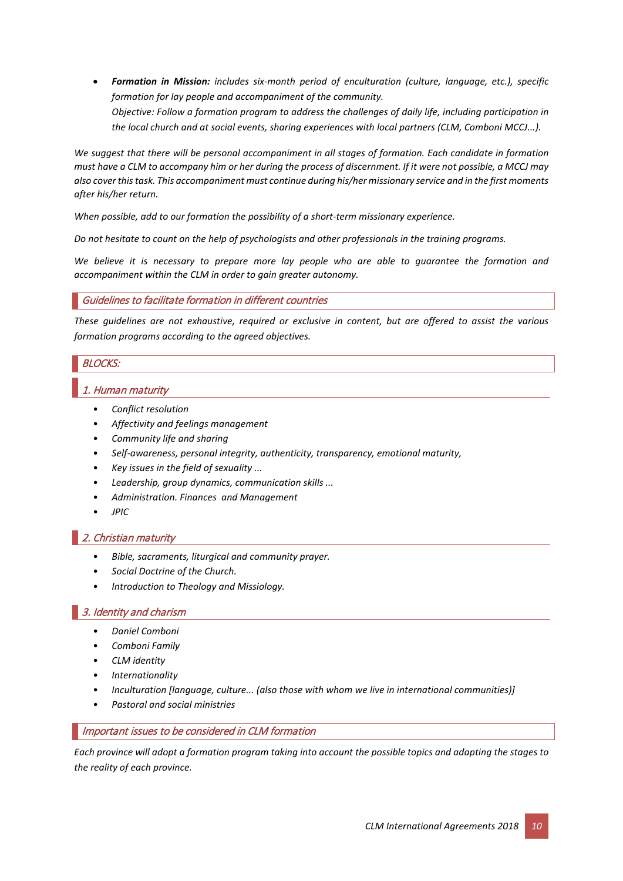- ***Formation in Mission:*** *includes six-month period of enculturation (culture, language, etc.), specific formation for lay people and accompaniment of the community.*
  *Objective: Follow a formation program to address the challenges of daily life, including participation in the local church and at social events, sharing experiences with local partners (CLM, Comboni MCCJ...).*

*We suggest that there will be personal accompaniment in all stages of formation. Each candidate in formation must have a CLM to accompany him or her during the process of discernment. If it were not possible, a MCCJ may also cover this task. This accompaniment must continue during his/her missionary service and in the first moments after his/her return.*

*When possible, add to our formation the possibility of a short-term missionary experience.*

*Do not hesitate to count on the help of psychologists and other professionals in the training programs.*

*We believe it is necessary to prepare more lay people who are able to guarantee the formation and accompaniment within the CLM in order to gain greater autonomy.*

## *Guidelines to facilitate formation in different countries*

*These guidelines are not exhaustive, required or exclusive in content, but are offered to assist the various formation programs according to the agreed objectives.*

## *BLOCKS:*

### *1. Human maturity*

- *Conflict resolution*
- *Affectivity and feelings management*
- *Community life and sharing*
- *Self-awareness, personal integrity, authenticity, transparency, emotional maturity,*
- *Key issues in the field of sexuality ...*
- *Leadership, group dynamics, communication skills ...*
- *Administration. Finances and Management*
- *JPIC*

### *2. Christian maturity*

- *Bible, sacraments, liturgical and community prayer.*
- *Social Doctrine of the Church.*
- *Introduction to Theology and Missiology.*

### *3. Identity and charism*

- *Daniel Comboni*
- *Comboni Family*
- *CLM identity*
- *Internationality*
- *Inculturation [language, culture... (also those with whom we live in international communities)]*
- *Pastoral and social ministries*

## *Important issues to be considered in CLM formation*

*Each province will adopt a formation program taking into account the possible topics and adapting the stages to the reality of each province.*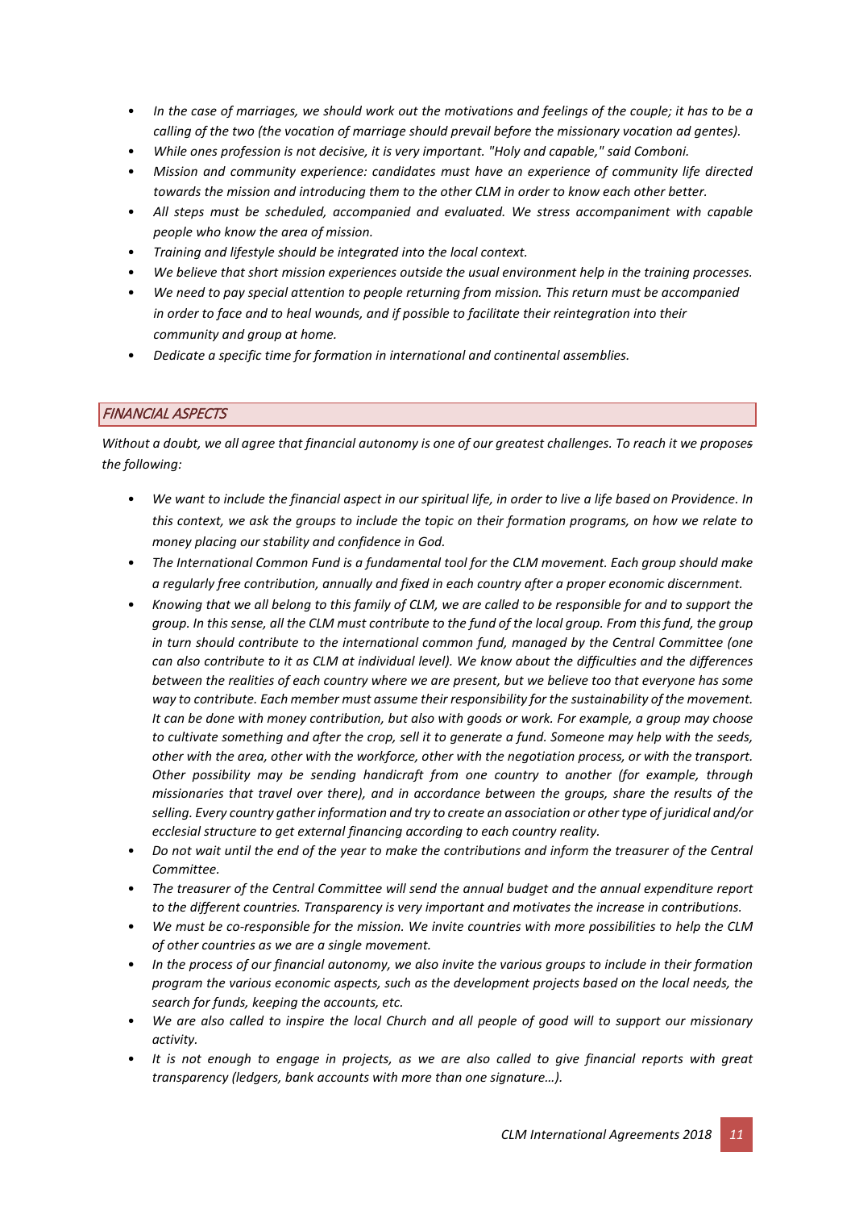- *In the case of marriages, we should work out the motivations and feelings of the couple; it has to be a calling of the two (the vocation of marriage should prevail before the missionary vocation ad gentes).*
- *While ones profession is not decisive, it is very important. "Holy and capable," said Comboni.*
- *Mission and community experience: candidates must have an experience of community life directed towards the mission and introducing them to the other CLM in order to know each other better.*
- *All steps must be scheduled, accompanied and evaluated. We stress accompaniment with capable people who know the area of mission.*
- *Training and lifestyle should be integrated into the local context.*
- *We believe that short mission experiences outside the usual environment help in the training processes.*
- *We need to pay special attention to people returning from mission. This return must be accompanied in order to face and to heal wounds, and if possible to facilitate their reintegration into their community and group at home.*
- *Dedicate a specific time for formation in international and continental assemblies.*

## *FINANCIAL ASPECTS*

*Without a doubt, we all agree that financial autonomy is one of our greatest challenges. To reach it we proposes the following:*

- *We want to include the financial aspect in our spiritual life, in order to live a life based on Providence. In this context, we ask the groups to include the topic on their formation programs, on how we relate to money placing our stability and confidence in God.*
- *The International Common Fund is a fundamental tool for the CLM movement. Each group should make a regularly free contribution, annually and fixed in each country after a proper economic discernment.*
- *Knowing that we all belong to this family of CLM, we are called to be responsible for and to support the group. In this sense, all the CLM must contribute to the fund of the local group. From this fund, the group in turn should contribute to the international common fund, managed by the Central Committee (one can also contribute to it as CLM at individual level). We know about the difficulties and the differences between the realities of each country where we are present, but we believe too that everyone has some way to contribute. Each member must assume their responsibility for the sustainability of the movement. It can be done with money contribution, but also with goods or work. For example, a group may choose to cultivate something and after the crop, sell it to generate a fund. Someone may help with the seeds, other with the area, other with the workforce, other with the negotiation process, or with the transport. Other possibility may be sending handicraft from one country to another (for example, through missionaries that travel over there), and in accordance between the groups, share the results of the selling. Every country gather information and try to create an association or other type of juridical and/or ecclesial structure to get external financing according to each country reality.*
- *Do not wait until the end of the year to make the contributions and inform the treasurer of the Central Committee.*
- *The treasurer of the Central Committee will send the annual budget and the annual expenditure report to the different countries. Transparency is very important and motivates the increase in contributions.*
- *We must be co-responsible for the mission. We invite countries with more possibilities to help the CLM of other countries as we are a single movement.*
- *In the process of our financial autonomy, we also invite the various groups to include in their formation program the various economic aspects, such as the development projects based on the local needs, the search for funds, keeping the accounts, etc.*
- *We are also called to inspire the local Church and all people of good will to support our missionary activity.*
- *It is not enough to engage in projects, as we are also called to give financial reports with great transparency (ledgers, bank accounts with more than one signature…).*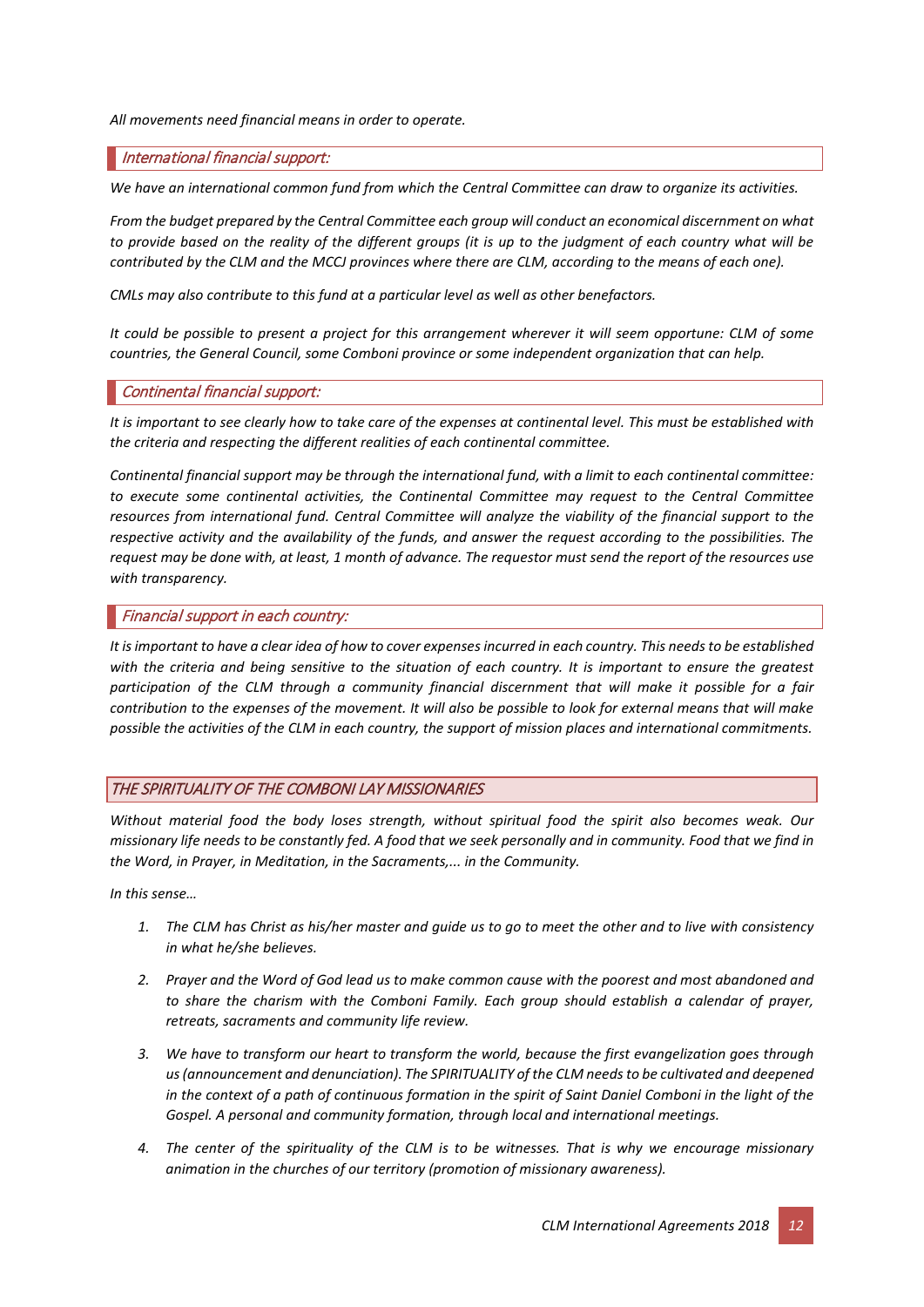*All movements need financial means in order to operate.*

### *International financial support:*

*We have an international common fund from which the Central Committee can draw to organize its activities.*

*From the budget prepared by the Central Committee each group will conduct an economical discernment on what to provide based on the reality of the different groups (it is up to the judgment of each country what will be contributed by the CLM and the MCCJ provinces where there are CLM, according to the means of each one).*

*CMLs may also contribute to this fund at a particular level as well as other benefactors.*

*It could be possible to present a project for this arrangement wherever it will seem opportune: CLM of some countries, the General Council, some Comboni province or some independent organization that can help.*

### *Continental financial support:*

*It is important to see clearly how to take care of the expenses at continental level. This must be established with the criteria and respecting the different realities of each continental committee.*

*Continental financial support may be through the international fund, with a limit to each continental committee: to execute some continental activities, the Continental Committee may request to the Central Committee resources from international fund. Central Committee will analyze the viability of the financial support to the respective activity and the availability of the funds, and answer the request according to the possibilities. The request may be done with, at least, 1 month of advance. The requestor must send the report of the resources use with transparency.*

### *Financial support in each country:*

*It is important to have a clear idea of how to cover expenses incurred in each country. This needs to be established with the criteria and being sensitive to the situation of each country. It is important to ensure the greatest participation of the CLM through a community financial discernment that will make it possible for a fair contribution to the expenses of the movement. It will also be possible to look for external means that will make possible the activities of the CLM in each country, the support of mission places and international commitments.*

## *THE SPIRITUALITY OF THE COMBONI LAY MISSIONARIES*

*Without material food the body loses strength, without spiritual food the spirit also becomes weak. Our missionary life needs to be constantly fed. A food that we seek personally and in community. Food that we find in the Word, in Prayer, in Meditation, in the Sacraments,... in the Community.*

*In this sense…*

1. *The CLM has Christ as his/her master and guide us to go to meet the other and to live with consistency in what he/she believes.*
2. *Prayer and the Word of God lead us to make common cause with the poorest and most abandoned and to share the charism with the Comboni Family. Each group should establish a calendar of prayer, retreats, sacraments and community life review.*
3. *We have to transform our heart to transform the world, because the first evangelization goes through us (announcement and denunciation). The SPIRITUALITY of the CLM needs to be cultivated and deepened in the context of a path of continuous formation in the spirit of Saint Daniel Comboni in the light of the Gospel. A personal and community formation, through local and international meetings.*
4. *The center of the spirituality of the CLM is to be witnesses. That is why we encourage missionary animation in the churches of our territory (promotion of missionary awareness).*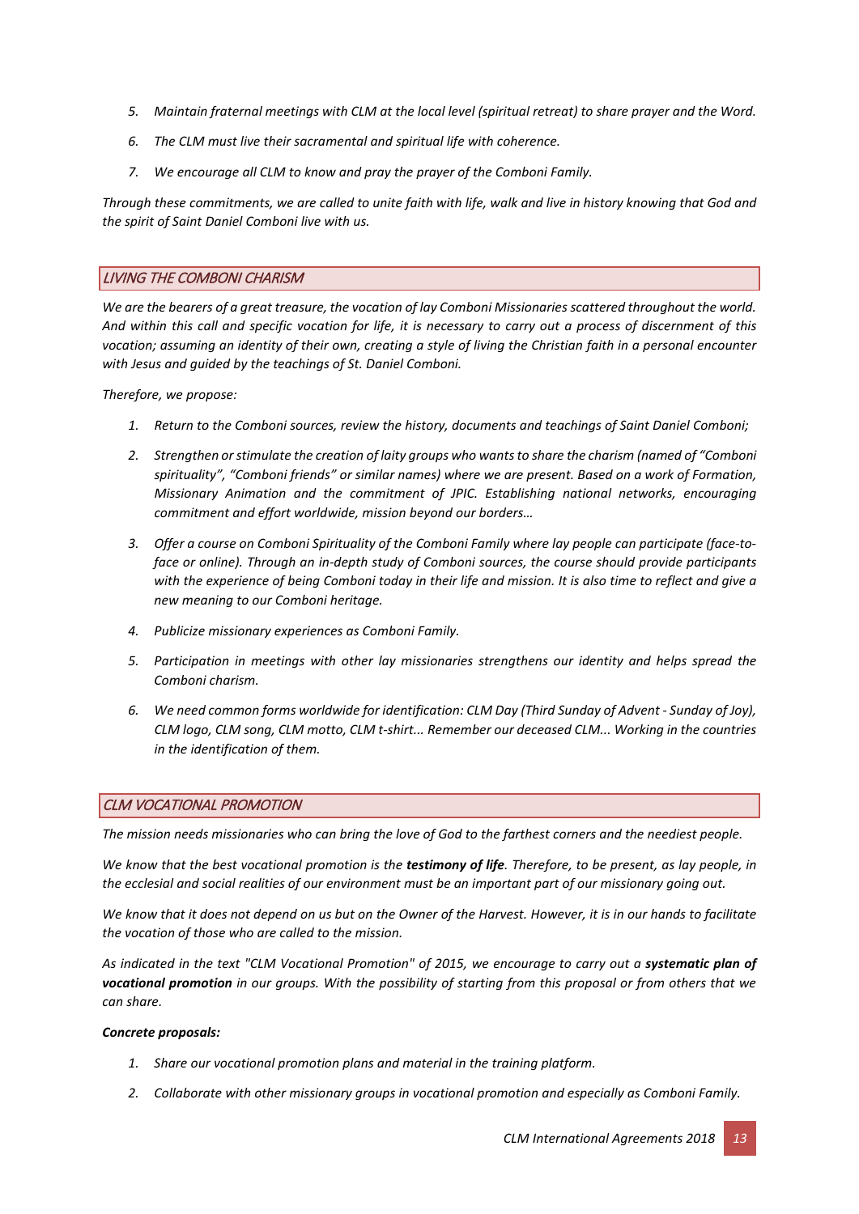5. *Maintain fraternal meetings with CLM at the local level (spiritual retreat) to share prayer and the Word.*
6. *The CLM must live their sacramental and spiritual life with coherence.*
7. *We encourage all CLM to know and pray the prayer of the Comboni Family.*

*Through these commitments, we are called to unite faith with life, walk and live in history knowing that God and the spirit of Saint Daniel Comboni live with us.*

## LIVING THE COMBONI CHARISM

*We are the bearers of a great treasure, the vocation of lay Comboni Missionaries scattered throughout the world. And within this call and specific vocation for life, it is necessary to carry out a process of discernment of this vocation; assuming an identity of their own, creating a style of living the Christian faith in a personal encounter with Jesus and guided by the teachings of St. Daniel Comboni.*

*Therefore, we propose:*

1. *Return to the Comboni sources, review the history, documents and teachings of Saint Daniel Comboni;*
2. *Strengthen or stimulate the creation of laity groups who wants to share the charism (named of "Comboni spirituality", "Comboni friends" or similar names) where we are present. Based on a work of Formation, Missionary Animation and the commitment of JPIC. Establishing national networks, encouraging commitment and effort worldwide, mission beyond our borders…*
3. *Offer a course on Comboni Spirituality of the Comboni Family where lay people can participate (face-to-face or online). Through an in-depth study of Comboni sources, the course should provide participants with the experience of being Comboni today in their life and mission. It is also time to reflect and give a new meaning to our Comboni heritage.*
4. *Publicize missionary experiences as Comboni Family.*
5. *Participation in meetings with other lay missionaries strengthens our identity and helps spread the Comboni charism.*
6. *We need common forms worldwide for identification: CLM Day (Third Sunday of Advent - Sunday of Joy), CLM logo, CLM song, CLM motto, CLM t-shirt... Remember our deceased CLM... Working in the countries in the identification of them.*

## CLM VOCATIONAL PROMOTION

*The mission needs missionaries who can bring the love of God to the farthest corners and the neediest people.*

*We know that the best vocational promotion is the **testimony of life**. Therefore, to be present, as lay people, in the ecclesial and social realities of our environment must be an important part of our missionary going out.*

*We know that it does not depend on us but on the Owner of the Harvest. However, it is in our hands to facilitate the vocation of those who are called to the mission.*

*As indicated in the text "CLM Vocational Promotion" of 2015, we encourage to carry out a **systematic plan of vocational promotion** in our groups. With the possibility of starting from this proposal or from others that we can share.*

***Concrete proposals:***

1. *Share our vocational promotion plans and material in the training platform.*
2. *Collaborate with other missionary groups in vocational promotion and especially as Comboni Family.*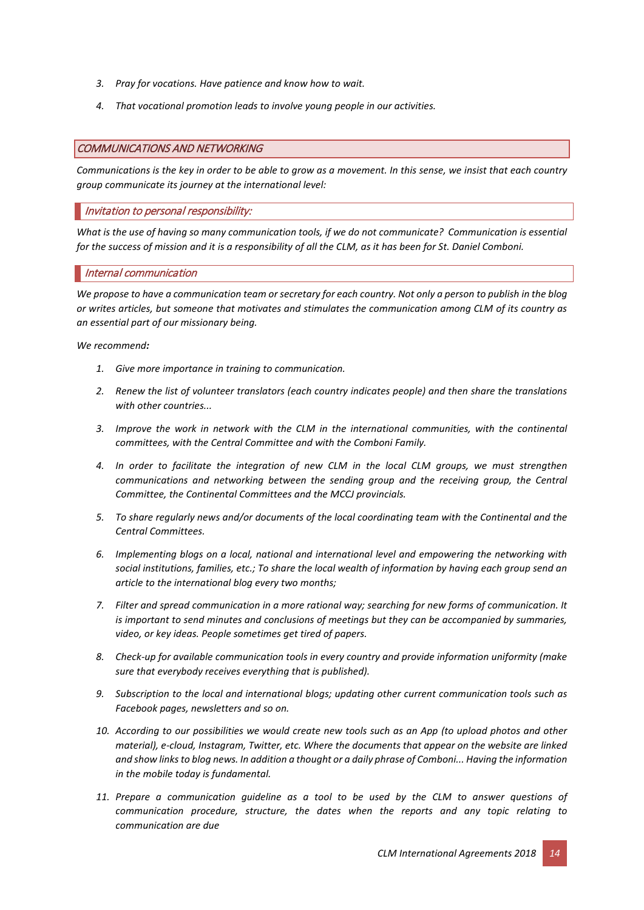3. *Pray for vocations. Have patience and know how to wait.*
4. *That vocational promotion leads to involve young people in our activities.*

## *COMMUNICATIONS AND NETWORKING*

*Communications is the key in order to be able to grow as a movement. In this sense, we insist that each country group communicate its journey at the international level:*

### *Invitation to personal responsibility:*

*What is the use of having so many communication tools, if we do not communicate? Communication is essential for the success of mission and it is a responsibility of all the CLM, as it has been for St. Daniel Comboni.*

### *Internal communication*

*We propose to have a communication team or secretary for each country. Not only a person to publish in the blog or writes articles, but someone that motivates and stimulates the communication among CLM of its country as an essential part of our missionary being.*

*We recommend:*

1. *Give more importance in training to communication.*
2. *Renew the list of volunteer translators (each country indicates people) and then share the translations with other countries...*
3. *Improve the work in network with the CLM in the international communities, with the continental committees, with the Central Committee and with the Comboni Family.*
4. *In order to facilitate the integration of new CLM in the local CLM groups, we must strengthen communications and networking between the sending group and the receiving group, the Central Committee, the Continental Committees and the MCCJ provincials.*
5. *To share regularly news and/or documents of the local coordinating team with the Continental and the Central Committees.*
6. *Implementing blogs on a local, national and international level and empowering the networking with social institutions, families, etc.; To share the local wealth of information by having each group send an article to the international blog every two months;*
7. *Filter and spread communication in a more rational way; searching for new forms of communication. It is important to send minutes and conclusions of meetings but they can be accompanied by summaries, video, or key ideas. People sometimes get tired of papers.*
8. *Check-up for available communication tools in every country and provide information uniformity (make sure that everybody receives everything that is published).*
9. *Subscription to the local and international blogs; updating other current communication tools such as Facebook pages, newsletters and so on.*
10. *According to our possibilities we would create new tools such as an App (to upload photos and other material), e-cloud, Instagram, Twitter, etc. Where the documents that appear on the website are linked and show links to blog news. In addition a thought or a daily phrase of Comboni... Having the information in the mobile today is fundamental.*
11. *Prepare a communication guideline as a tool to be used by the CLM to answer questions of communication procedure, structure, the dates when the reports and any topic relating to communication are due*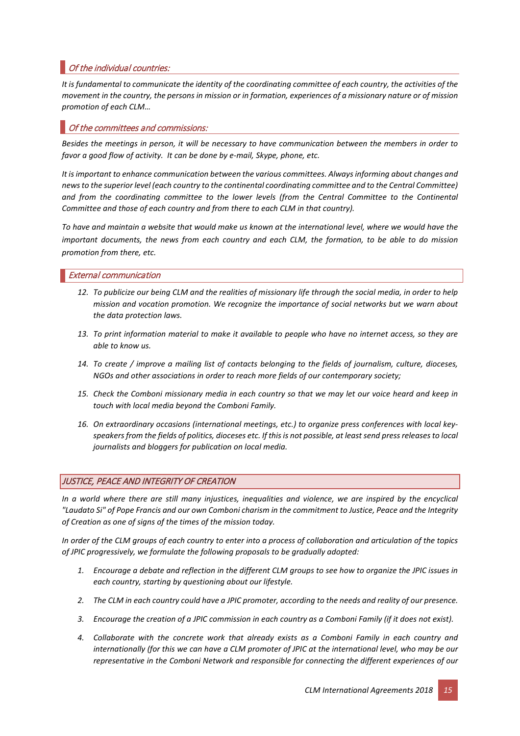### *Of the individual countries:*

*It is fundamental to communicate the identity of the coordinating committee of each country, the activities of the movement in the country, the persons in mission or in formation, experiences of a missionary nature or of mission promotion of each CLM…*

### *Of the committees and commissions:*

*Besides the meetings in person, it will be necessary to have communication between the members in order to favor a good flow of activity. It can be done by e-mail, Skype, phone, etc.*

*It is important to enhance communication between the various committees. Always informing about changes and news to the superior level (each country to the continental coordinating committee and to the Central Committee) and from the coordinating committee to the lower levels (from the Central Committee to the Continental Committee and those of each country and from there to each CLM in that country).*

*To have and maintain a website that would make us known at the international level, where we would have the important documents, the news from each country and each CLM, the formation, to be able to do mission promotion from there, etc.*

### *External communication*

12. *To publicize our being CLM and the realities of missionary life through the social media, in order to help mission and vocation promotion. We recognize the importance of social networks but we warn about the data protection laws.*
13. *To print information material to make it available to people who have no internet access, so they are able to know us.*
14. *To create / improve a mailing list of contacts belonging to the fields of journalism, culture, dioceses, NGOs and other associations in order to reach more fields of our contemporary society;*
15. *Check the Comboni missionary media in each country so that we may let our voice heard and keep in touch with local media beyond the Comboni Family.*
16. *On extraordinary occasions (international meetings, etc.) to organize press conferences with local key-speakers from the fields of politics, dioceses etc. If this is not possible, at least send press releases to local journalists and bloggers for publication on local media.*

## *JUSTICE, PEACE AND INTEGRITY OF CREATION*

*In a world where there are still many injustices, inequalities and violence, we are inspired by the encyclical "Laudato Si" of Pope Francis and our own Comboni charism in the commitment to Justice, Peace and the Integrity of Creation as one of signs of the times of the mission today.*

*In order of the CLM groups of each country to enter into a process of collaboration and articulation of the topics of JPIC progressively, we formulate the following proposals to be gradually adopted:*

1. *Encourage a debate and reflection in the different CLM groups to see how to organize the JPIC issues in each country, starting by questioning about our lifestyle.*
2. *The CLM in each country could have a JPIC promoter, according to the needs and reality of our presence.*
3. *Encourage the creation of a JPIC commission in each country as a Comboni Family (if it does not exist).*
4. *Collaborate with the concrete work that already exists as a Comboni Family in each country and internationally (for this we can have a CLM promoter of JPIC at the international level, who may be our representative in the Comboni Network and responsible for connecting the different experiences of our*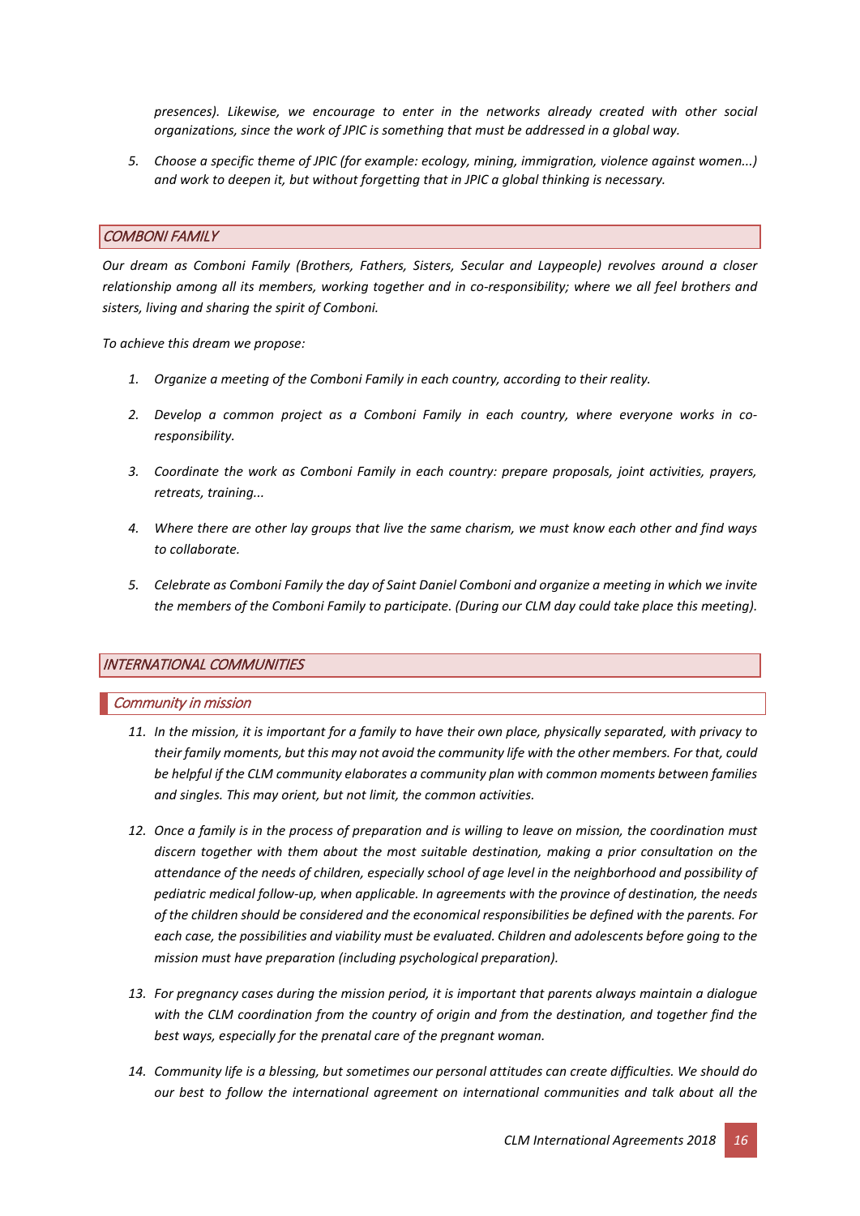*presences). Likewise, we encourage to enter in the networks already created with other social organizations, since the work of JPIC is something that must be addressed in a global way.*

5. *Choose a specific theme of JPIC (for example: ecology, mining, immigration, violence against women...) and work to deepen it, but without forgetting that in JPIC a global thinking is necessary.*

## *COMBONI FAMILY*

*Our dream as Comboni Family (Brothers, Fathers, Sisters, Secular and Laypeople) revolves around a closer relationship among all its members, working together and in co-responsibility; where we all feel brothers and sisters, living and sharing the spirit of Comboni.*

*To achieve this dream we propose:*

1. *Organize a meeting of the Comboni Family in each country, according to their reality.*

2. *Develop a common project as a Comboni Family in each country, where everyone works in co-responsibility.*

3. *Coordinate the work as Comboni Family in each country: prepare proposals, joint activities, prayers, retreats, training...*

4. *Where there are other lay groups that live the same charism, we must know each other and find ways to collaborate.*

5. *Celebrate as Comboni Family the day of Saint Daniel Comboni and organize a meeting in which we invite the members of the Comboni Family to participate. (During our CLM day could take place this meeting).*

## *INTERNATIONAL COMMUNITIES*

### *Community in mission*

11. *In the mission, it is important for a family to have their own place, physically separated, with privacy to their family moments, but this may not avoid the community life with the other members. For that, could be helpful if the CLM community elaborates a community plan with common moments between families and singles. This may orient, but not limit, the common activities.*

12. *Once a family is in the process of preparation and is willing to leave on mission, the coordination must discern together with them about the most suitable destination, making a prior consultation on the attendance of the needs of children, especially school of age level in the neighborhood and possibility of pediatric medical follow-up, when applicable. In agreements with the province of destination, the needs of the children should be considered and the economical responsibilities be defined with the parents. For each case, the possibilities and viability must be evaluated. Children and adolescents before going to the mission must have preparation (including psychological preparation).*

13. *For pregnancy cases during the mission period, it is important that parents always maintain a dialogue with the CLM coordination from the country of origin and from the destination, and together find the best ways, especially for the prenatal care of the pregnant woman.*

14. *Community life is a blessing, but sometimes our personal attitudes can create difficulties. We should do our best to follow the international agreement on international communities and talk about all the*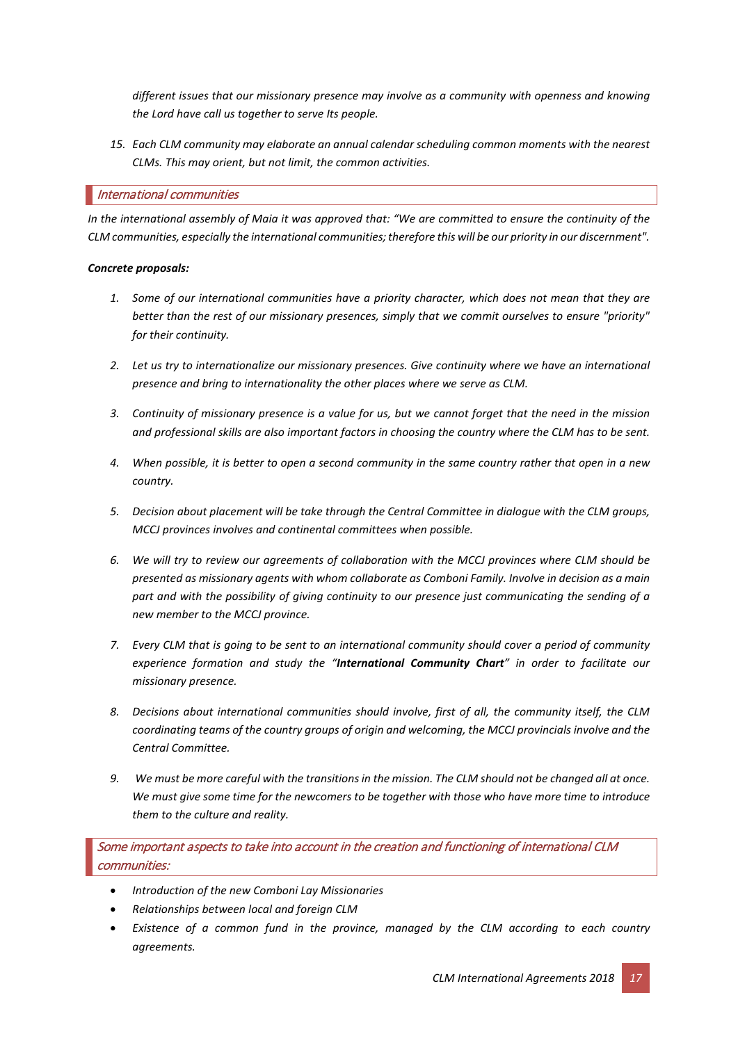*different issues that our missionary presence may involve as a community with openness and knowing the Lord have call us together to serve Its people.*

15. *Each CLM community may elaborate an annual calendar scheduling common moments with the nearest CLMs. This may orient, but not limit, the common activities.*

## *International communities*

*In the international assembly of Maia it was approved that: "We are committed to ensure the continuity of the CLM communities, especially the international communities; therefore this will be our priority in our discernment".*

***Concrete proposals:***

1. *Some of our international communities have a priority character, which does not mean that they are better than the rest of our missionary presences, simply that we commit ourselves to ensure "priority" for their continuity.*

2. *Let us try to internationalize our missionary presences. Give continuity where we have an international presence and bring to internationality the other places where we serve as CLM.*

3. *Continuity of missionary presence is a value for us, but we cannot forget that the need in the mission and professional skills are also important factors in choosing the country where the CLM has to be sent.*

4. *When possible, it is better to open a second community in the same country rather that open in a new country.*

5. *Decision about placement will be take through the Central Committee in dialogue with the CLM groups, MCCJ provinces involves and continental committees when possible.*

6. *We will try to review our agreements of collaboration with the MCCJ provinces where CLM should be presented as missionary agents with whom collaborate as Comboni Family. Involve in decision as a main part and with the possibility of giving continuity to our presence just communicating the sending of a new member to the MCCJ province.*

7. *Every CLM that is going to be sent to an international community should cover a period of community experience formation and study the "**International Community Chart**" in order to facilitate our missionary presence.*

8. *Decisions about international communities should involve, first of all, the community itself, the CLM coordinating teams of the country groups of origin and welcoming, the MCCJ provincials involve and the Central Committee.*

9. *We must be more careful with the transitions in the mission. The CLM should not be changed all at once. We must give some time for the newcomers to be together with those who have more time to introduce them to the culture and reality.*

## *Some important aspects to take into account in the creation and functioning of international CLM communities:*

- *Introduction of the new Comboni Lay Missionaries*
- *Relationships between local and foreign CLM*
- *Existence of a common fund in the province, managed by the CLM according to each country agreements.*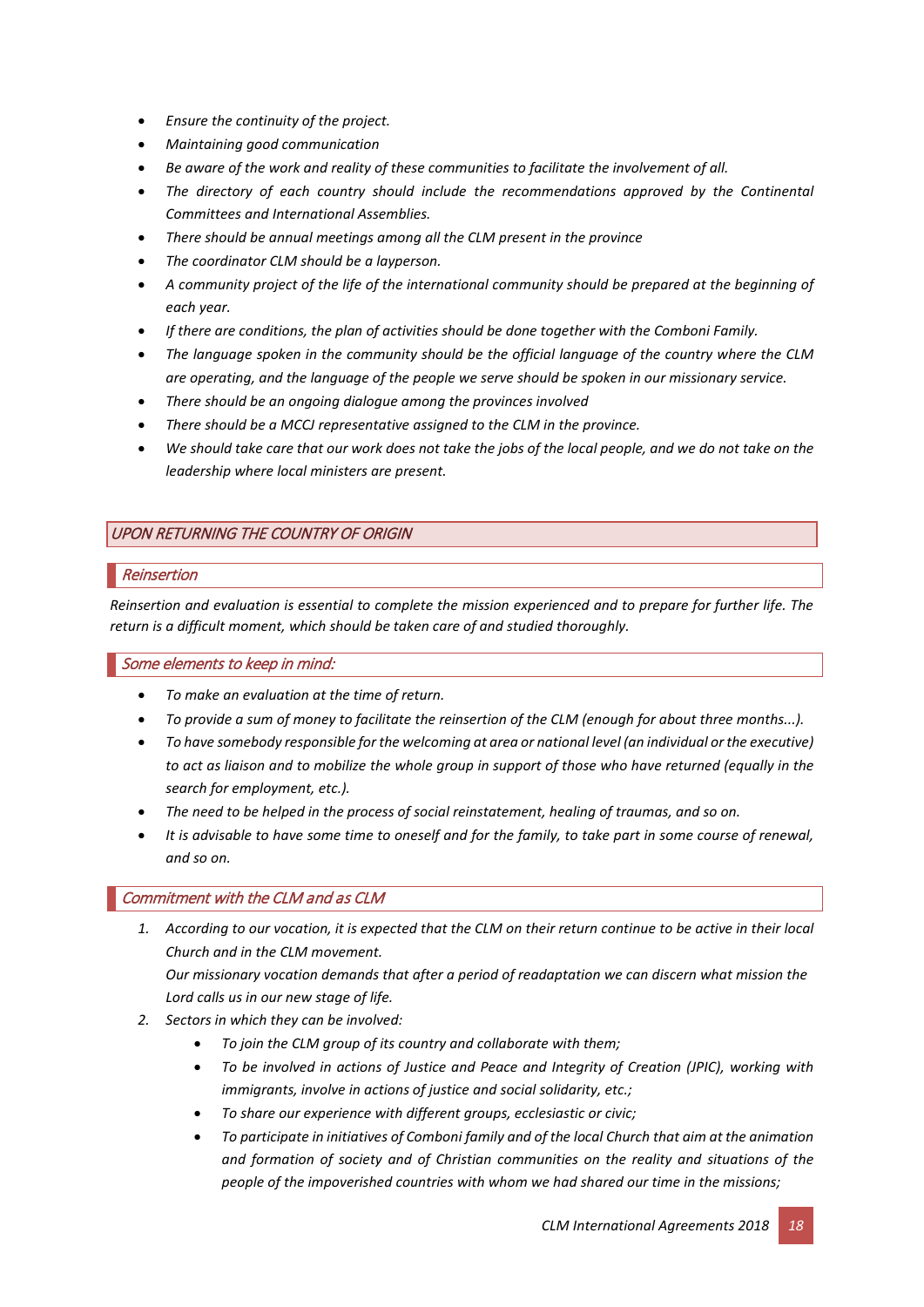- *Ensure the continuity of the project.*
- *Maintaining good communication*
- *Be aware of the work and reality of these communities to facilitate the involvement of all.*
- *The directory of each country should include the recommendations approved by the Continental Committees and International Assemblies.*
- *There should be annual meetings among all the CLM present in the province*
- *The coordinator CLM should be a layperson.*
- *A community project of the life of the international community should be prepared at the beginning of each year.*
- *If there are conditions, the plan of activities should be done together with the Comboni Family.*
- *The language spoken in the community should be the official language of the country where the CLM are operating, and the language of the people we serve should be spoken in our missionary service.*
- *There should be an ongoing dialogue among the provinces involved*
- *There should be a MCCJ representative assigned to the CLM in the province.*
- *We should take care that our work does not take the jobs of the local people, and we do not take on the leadership where local ministers are present.*

## *UPON RETURNING THE COUNTRY OF ORIGIN*

### *Reinsertion*

*Reinsertion and evaluation is essential to complete the mission experienced and to prepare for further life. The return is a difficult moment, which should be taken care of and studied thoroughly.*

### *Some elements to keep in mind:*

- *To make an evaluation at the time of return.*
- *To provide a sum of money to facilitate the reinsertion of the CLM (enough for about three months...).*
- *To have somebody responsible for the welcoming at area or national level (an individual or the executive) to act as liaison and to mobilize the whole group in support of those who have returned (equally in the search for employment, etc.).*
- *The need to be helped in the process of social reinstatement, healing of traumas, and so on.*
- *It is advisable to have some time to oneself and for the family, to take part in some course of renewal, and so on.*

### *Commitment with the CLM and as CLM*

1. *According to our vocation, it is expected that the CLM on their return continue to be active in their local Church and in the CLM movement.*
   *Our missionary vocation demands that after a period of readaptation we can discern what mission the Lord calls us in our new stage of life.*
2. *Sectors in which they can be involved:*
   - *To join the CLM group of its country and collaborate with them;*
   - *To be involved in actions of Justice and Peace and Integrity of Creation (JPIC), working with immigrants, involve in actions of justice and social solidarity, etc.;*
   - *To share our experience with different groups, ecclesiastic or civic;*
   - *To participate in initiatives of Comboni family and of the local Church that aim at the animation and formation of society and of Christian communities on the reality and situations of the people of the impoverished countries with whom we had shared our time in the missions;*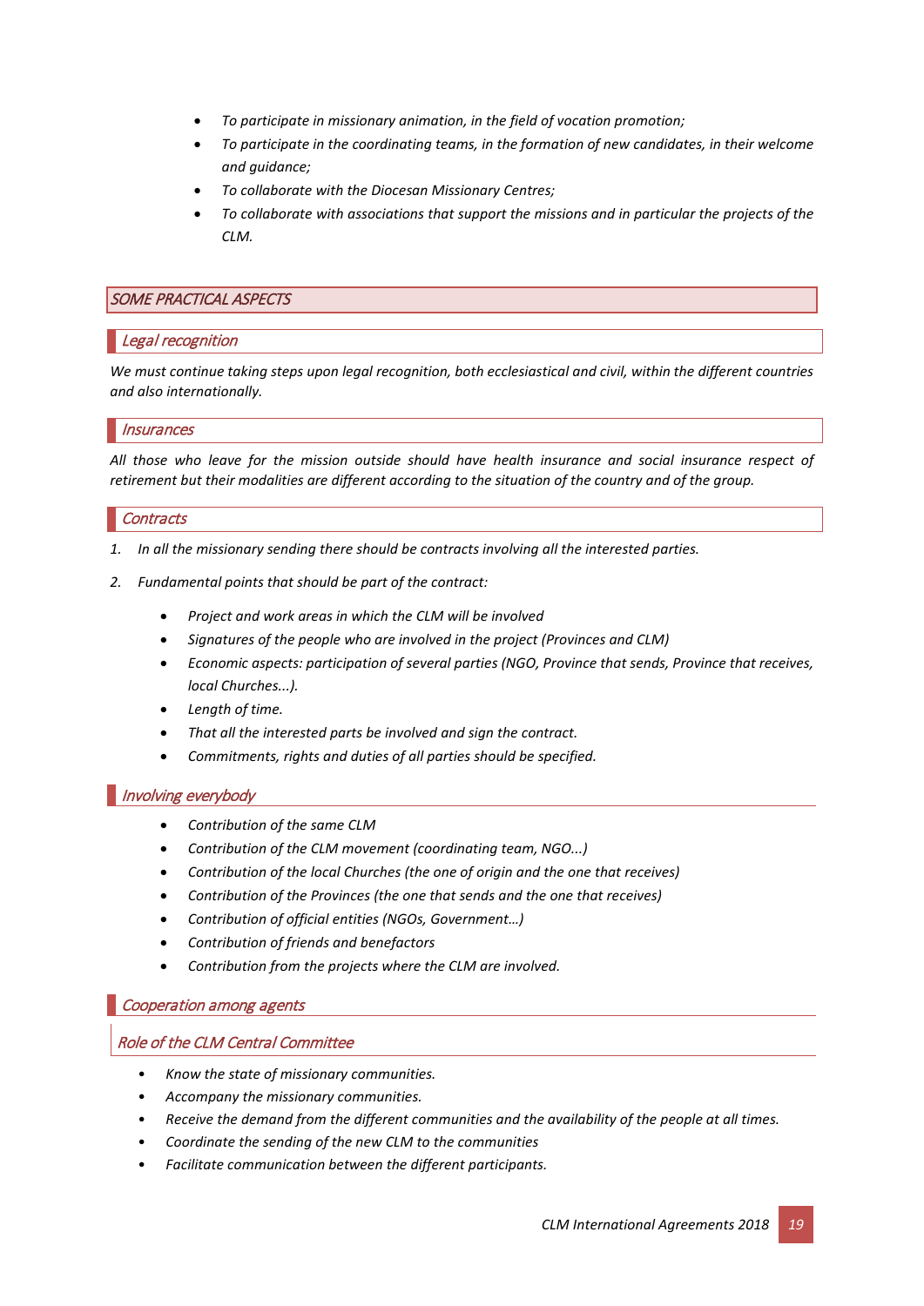- *To participate in missionary animation, in the field of vocation promotion;*
- *To participate in the coordinating teams, in the formation of new candidates, in their welcome and guidance;*
- *To collaborate with the Diocesan Missionary Centres;*
- *To collaborate with associations that support the missions and in particular the projects of the CLM.*

## *SOME PRACTICAL ASPECTS*

### *Legal recognition*

*We must continue taking steps upon legal recognition, both ecclesiastical and civil, within the different countries and also internationally.*

### *Insurances*

*All those who leave for the mission outside should have health insurance and social insurance respect of retirement but their modalities are different according to the situation of the country and of the group.*

### *Contracts*

1. *In all the missionary sending there should be contracts involving all the interested parties.*
2. *Fundamental points that should be part of the contract:*
    - *Project and work areas in which the CLM will be involved*
    - *Signatures of the people who are involved in the project (Provinces and CLM)*
    - *Economic aspects: participation of several parties (NGO, Province that sends, Province that receives, local Churches...).*
    - *Length of time.*
    - *That all the interested parts be involved and sign the contract.*
    - *Commitments, rights and duties of all parties should be specified.*

### *Involving everybody*

- *Contribution of the same CLM*
- *Contribution of the CLM movement (coordinating team, NGO...)*
- *Contribution of the local Churches (the one of origin and the one that receives)*
- *Contribution of the Provinces (the one that sends and the one that receives)*
- *Contribution of official entities (NGOs, Government…)*
- *Contribution of friends and benefactors*
- *Contribution from the projects where the CLM are involved.*

### *Cooperation among agents*

#### *Role of the CLM Central Committee*

- *Know the state of missionary communities.*
- *Accompany the missionary communities.*
- *Receive the demand from the different communities and the availability of the people at all times.*
- *Coordinate the sending of the new CLM to the communities*
- *Facilitate communication between the different participants.*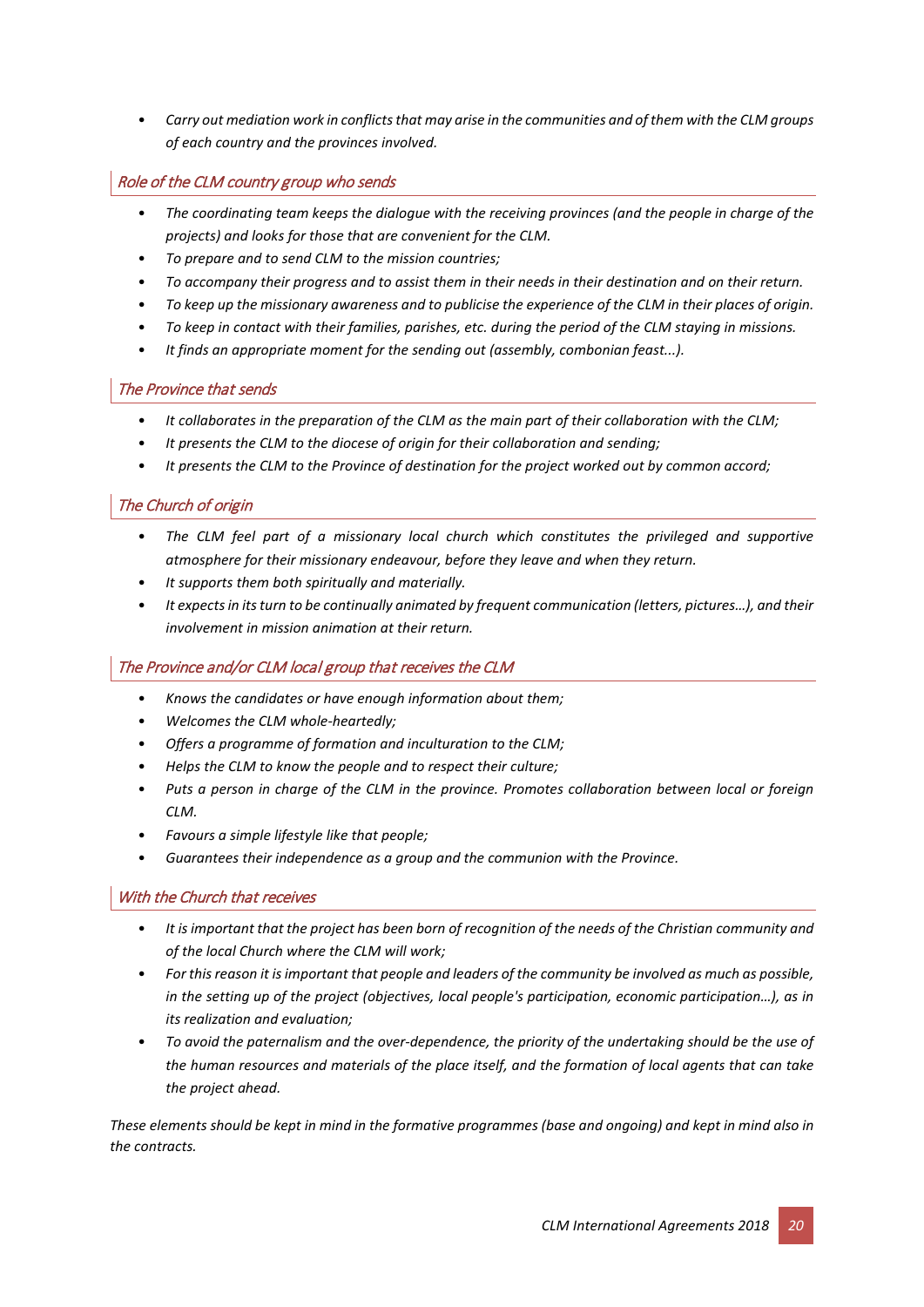- *Carry out mediation work in conflicts that may arise in the communities and of them with the CLM groups of each country and the provinces involved.*

### *Role of the CLM country group who sends*

- *The coordinating team keeps the dialogue with the receiving provinces (and the people in charge of the projects) and looks for those that are convenient for the CLM.*
- *To prepare and to send CLM to the mission countries;*
- *To accompany their progress and to assist them in their needs in their destination and on their return.*
- *To keep up the missionary awareness and to publicise the experience of the CLM in their places of origin.*
- *To keep in contact with their families, parishes, etc. during the period of the CLM staying in missions.*
- *It finds an appropriate moment for the sending out (assembly, combonian feast...).*

### *The Province that sends*

- *It collaborates in the preparation of the CLM as the main part of their collaboration with the CLM;*
- *It presents the CLM to the diocese of origin for their collaboration and sending;*
- *It presents the CLM to the Province of destination for the project worked out by common accord;*

### *The Church of origin*

- *The CLM feel part of a missionary local church which constitutes the privileged and supportive atmosphere for their missionary endeavour, before they leave and when they return.*
- *It supports them both spiritually and materially.*
- *It expects in its turn to be continually animated by frequent communication (letters, pictures…), and their involvement in mission animation at their return.*

### *The Province and/or CLM local group that receives the CLM*

- *Knows the candidates or have enough information about them;*
- *Welcomes the CLM whole-heartedly;*
- *Offers a programme of formation and inculturation to the CLM;*
- *Helps the CLM to know the people and to respect their culture;*
- *Puts a person in charge of the CLM in the province. Promotes collaboration between local or foreign CLM.*
- *Favours a simple lifestyle like that people;*
- *Guarantees their independence as a group and the communion with the Province.*

### *With the Church that receives*

- *It is important that the project has been born of recognition of the needs of the Christian community and of the local Church where the CLM will work;*
- *For this reason it is important that people and leaders of the community be involved as much as possible, in the setting up of the project (objectives, local people's participation, economic participation…), as in its realization and evaluation;*
- *To avoid the paternalism and the over-dependence, the priority of the undertaking should be the use of the human resources and materials of the place itself, and the formation of local agents that can take the project ahead.*

*These elements should be kept in mind in the formative programmes (base and ongoing) and kept in mind also in the contracts.*